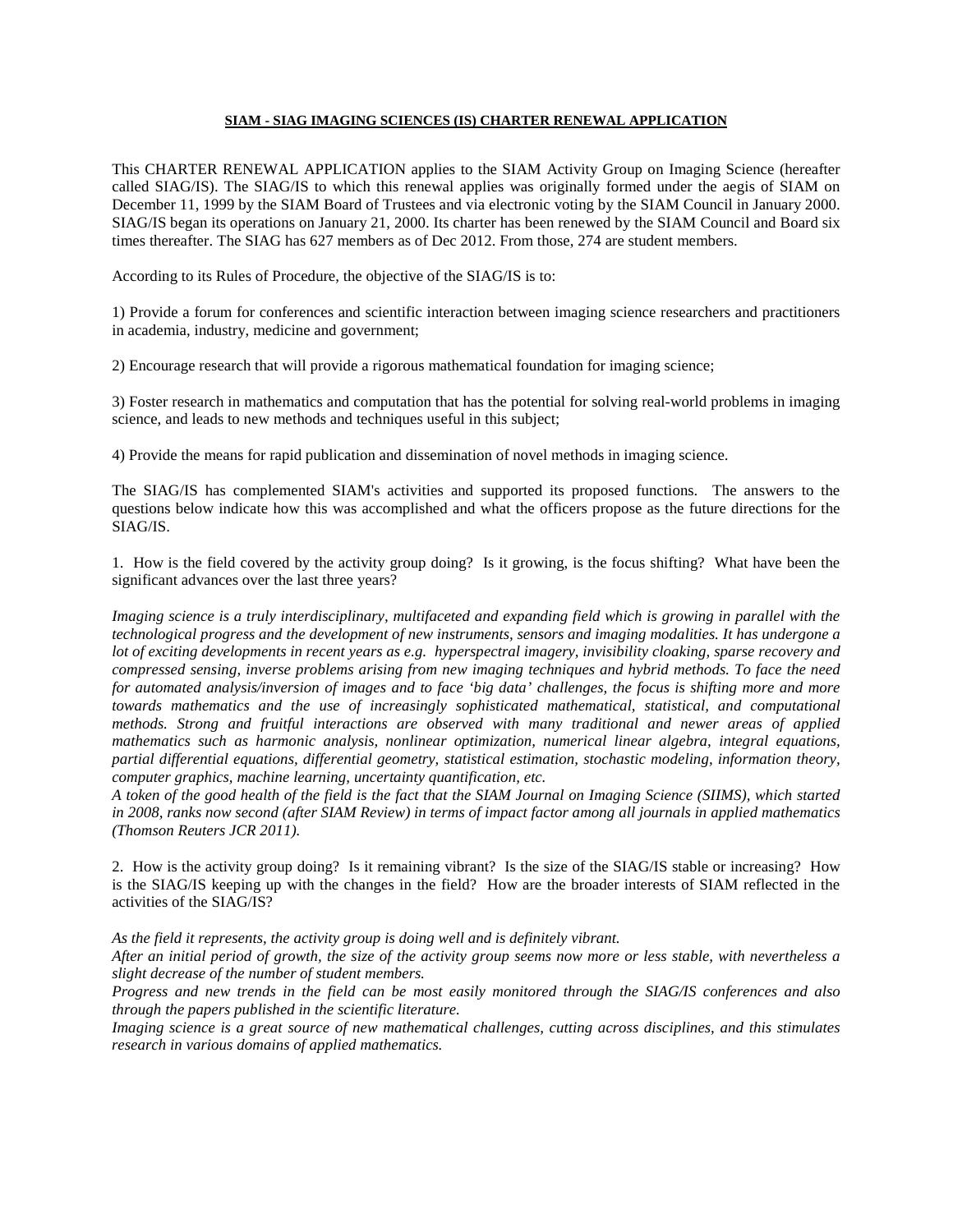# SIAM - SIAG IMAGING SCIENCES (IS) CHARTER RENEWAL APPLICATION

This CHARTER RENEWAL APPLICATION applies to the SIAM Activity Group on Imaging Science (hereafter called SIAG/IS). The SIAG/IS to which this renewal applies was originally formed under the aegis of SIAM on December 11, 1999 by the SIAM Board of Trustees and via electronic voting by the SIAM Council in January 2000. SIAG/IS began its operations on January 21, 2000. Its charter has been renewed by the SIAM Council and Board six times thereafter. The SIAG has 627 members as of Dec 2012. From those, 274 are student members.

According to its Rules of Procedure, the objective of the SIAG/IS is to:

1) Provide a forum for conferences and scientific interaction between imaging science researchers and practitioners in academia, industry, medicine and government;

2) Encourage research that will provide a rigorous mathematical foundation for imaging science;

3) Foster research in mathematics and computation that has the potential for solving real-world problems in imaging science, and leads to new methods and techniques useful in this subject;

4) Provide the means for rapid publication and dissemination of novel methods in imaging science.

The SIAG/IS has complemented SIAM's activities and supported its proposed functions. The answers to the questions below indicate how this was accomplished and what the officers propose as the future directions for the SIAG/IS.

1. How is the field covered by the activity group doing? Is it growing, is the focus shifting? What have been the significant advances over the last three years?

*Imaging science is a truly interdisciplinary, multifaceted and expanding field which is growing in parallel with the technological progress and the development of new instruments, sensors and imaging modalities. It has undergone a lot of exciting developments in recent years as e.g. hyperspectral imagery, invisibility cloaking, sparse recovery and compressed sensing, inverse problems arising from new imaging techniques and hybrid methods. To face the need for automated analysis/inversion of images and to face 'big data' challenges, the focus is shifting more and more towards mathematics and the use of increasingly sophisticated mathematical, statistical, and computational methods. Strong and fruitful interactions are observed with many traditional and newer areas of applied mathematics such as harmonic analysis, nonlinear optimization, numerical linear algebra, integral equations, partial differential equations, differential geometry, statistical estimation, stochastic modeling, information theory, computer graphics, machine learning, uncertainty quantification, etc.*

*A token of the good health of the field is the fact that the SIAM Journal on Imaging Science (SIIMS), which started in 2008, ranks now second (after SIAM Review) in terms of impact factor among all journals in applied mathematics (Thomson Reuters JCR 2011).*

2. How is the activity group doing? Is it remaining vibrant? Is the size of the SIAG/IS stable or increasing? How is the SIAG/IS keeping up with the changes in the field? How are the broader interests of SIAM reflected in the activities of the SIAG/IS?

*As the field it represents, the activity group is doing well and is definitely vibrant.*

*After an initial period of growth, the size of the activity group seems now more or less stable, with nevertheless a slight decrease of the number of student members.*

*Progress and new trends in the field can be most easily monitored through the SIAG/IS conferences and also through the papers published in the scientific literature.*

*Imaging science is a great source of new mathematical challenges, cutting across disciplines, and this stimulates research in various domains of applied mathematics.*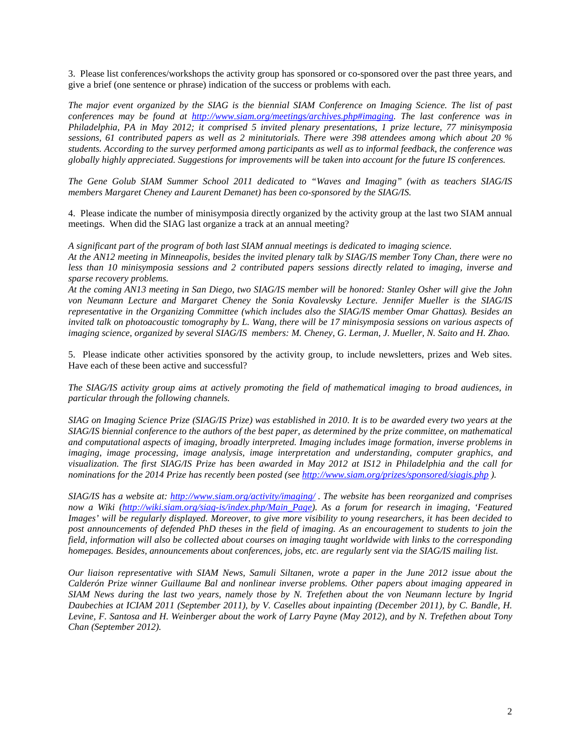3. Please list conferences/workshops the activity group has sponsored or co-sponsored over the past three years, and give a brief (one sentence or phrase) indication of the success or problems with each.

*The major event organized by the SIAG is the biennial SIAM Conference on Imaging Science. The list of past conferences may be found at [http://www.siam.org/meetings/archives.php#imaging](http://www.siam.org/meetings/archives.php#imaging). The last conference was in Philadelphia, PA in May 2012; it comprised 5 invited plenary presentations, 1 prize lecture, 77 minisymposia sessions, 61 contributed papers as well as 2 minitutorials. There were 398 attendees among which about 20 % students. According to the survey performed among participants as well as to informal feedback, the conference was globally highly appreciated. Suggestions for improvements will be taken into account for the future IS conferences.*

*The Gene Golub SIAM Summer School 2011 dedicated to "Waves and Imaging" (with as teachers SIAG/IS members Margaret Cheney and Laurent Demanet) has been co-sponsored by the SIAG/IS.*

4. Please indicate the number of minisymposia directly organized by the activity group at the last two SIAM annual meetings. When did the SIAG last organize a track at an annual meeting?

*A significant part of the program of both last SIAM annual meetings is dedicated to imaging science.*
*At the AN12 meeting in Minneapolis, besides the invited plenary talk by SIAG/IS member Tony Chan, there were no less than 10 minisymposia sessions and 2 contributed papers sessions directly related to imaging, inverse and sparse recovery problems.*
*At the coming AN13 meeting in San Diego, two SIAG/IS member will be honored: Stanley Osher will give the John von Neumann Lecture and Margaret Cheney the Sonia Kovalevsky Lecture. Jennifer Mueller is the SIAG/IS representative in the Organizing Committee (which includes also the SIAG/IS member Omar Ghattas). Besides an invited talk on photoacoustic tomography by L. Wang, there will be 17 minisymposia sessions on various aspects of imaging science, organized by several SIAG/IS members: M. Cheney, G. Lerman, J. Mueller, N. Saito and H. Zhao.*

5. Please indicate other activities sponsored by the activity group, to include newsletters, prizes and Web sites. Have each of these been active and successful?

*The SIAG/IS activity group aims at actively promoting the field of mathematical imaging to broad audiences, in particular through the following channels.*

*SIAG on Imaging Science Prize (SIAG/IS Prize) was established in 2010. It is to be awarded every two years at the SIAG/IS biennial conference to the authors of the best paper, as determined by the prize committee, on mathematical and computational aspects of imaging, broadly interpreted. Imaging includes image formation, inverse problems in imaging, image processing, image analysis, image interpretation and understanding, computer graphics, and visualization. The first SIAG/IS Prize has been awarded in May 2012 at IS12 in Philadelphia and the call for nominations for the 2014 Prize has recently been posted (see [http://www.siam.org/prizes/sponsored/siagis.php](http://www.siam.org/prizes/sponsored/siagis.php) ).*

*SIAG/IS has a website at: [http://www.siam.org/activity/imaging/](http://www.siam.org/activity/imaging/) . The website has been reorganized and comprises now a Wiki ([http://wiki.siam.org/siag-is/index.php/Main_Page](http://wiki.siam.org/siag-is/index.php/Main_Page)). As a forum for research in imaging, 'Featured Images' will be regularly displayed. Moreover, to give more visibility to young researchers, it has been decided to post announcements of defended PhD theses in the field of imaging. As an encouragement to students to join the field, information will also be collected about courses on imaging taught worldwide with links to the corresponding homepages. Besides, announcements about conferences, jobs, etc. are regularly sent via the SIAG/IS mailing list.*

*Our liaison representative with SIAM News, Samuli Siltanen, wrote a paper in the June 2012 issue about the Calderón Prize winner Guillaume Bal and nonlinear inverse problems. Other papers about imaging appeared in SIAM News during the last two years, namely those by N. Trefethen about the von Neumann lecture by Ingrid Daubechies at ICIAM 2011 (September 2011), by V. Caselles about inpainting (December 2011), by C. Bandle, H. Levine, F. Santosa and H. Weinberger about the work of Larry Payne (May 2012), and by N. Trefethen about Tony Chan (September 2012).*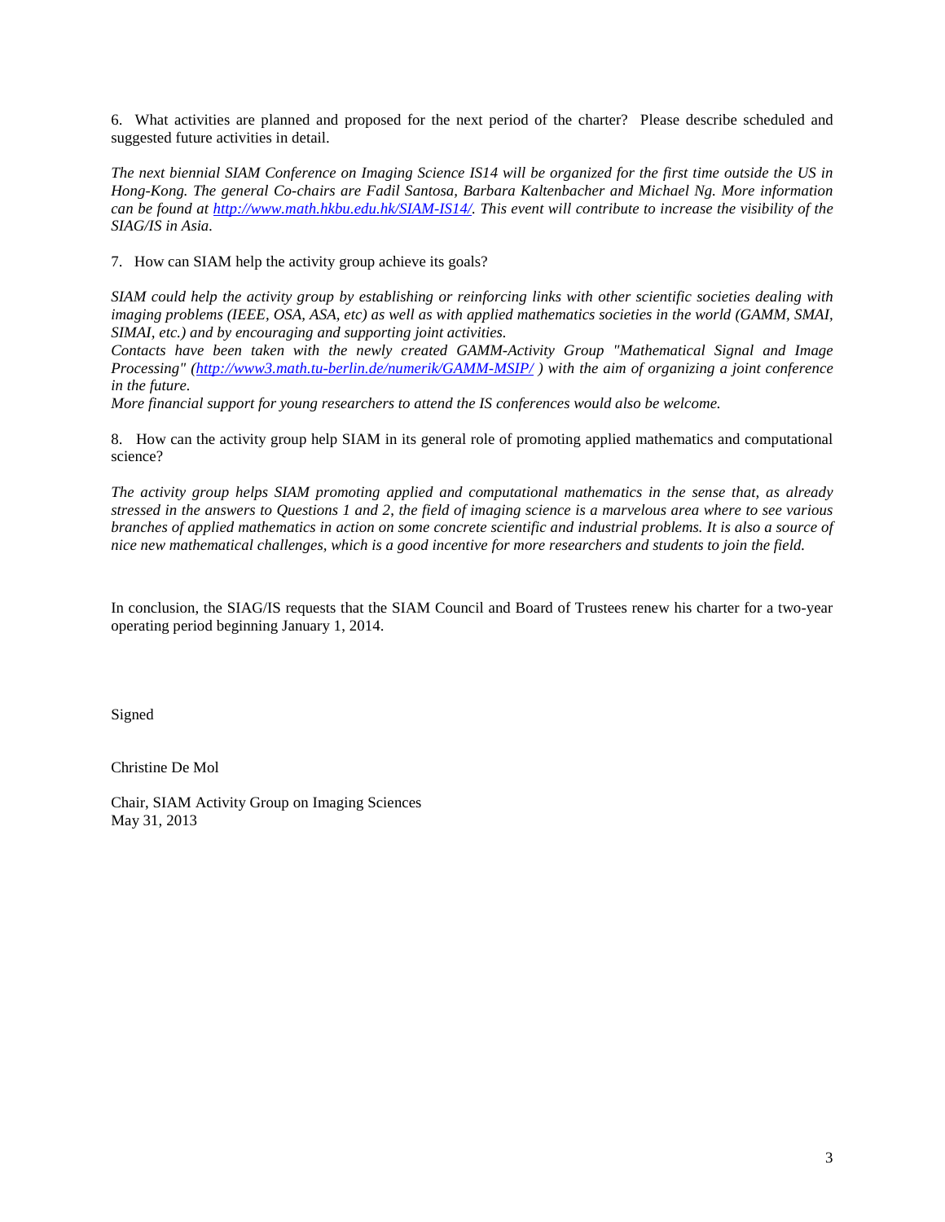6. What activities are planned and proposed for the next period of the charter? Please describe scheduled and suggested future activities in detail.

*The next biennial SIAM Conference on Imaging Science IS14 will be organized for the first time outside the US in Hong-Kong. The general Co-chairs are Fadil Santosa, Barbara Kaltenbacher and Michael Ng. More information can be found at [http://www.math.hkbu.edu.hk/SIAM-IS14/](http://www.math.hkbu.edu.hk/SIAM-IS14/). This event will contribute to increase the visibility of the SIAG/IS in Asia.*

7. How can SIAM help the activity group achieve its goals?

*SIAM could help the activity group by establishing or reinforcing links with other scientific societies dealing with imaging problems (IEEE, OSA, ASA, etc) as well as with applied mathematics societies in the world (GAMM, SMAI, SIMAI, etc.) and by encouraging and supporting joint activities.*
*Contacts have been taken with the newly created GAMM-Activity Group "Mathematical Signal and Image Processing" ([http://www3.math.tu-berlin.de/numerik/GAMM-MSIP/](http://www3.math.tu-berlin.de/numerik/GAMM-MSIP/) ) with the aim of organizing a joint conference in the future.*
*More financial support for young researchers to attend the IS conferences would also be welcome.*

8. How can the activity group help SIAM in its general role of promoting applied mathematics and computational science?

*The activity group helps SIAM promoting applied and computational mathematics in the sense that, as already stressed in the answers to Questions 1 and 2, the field of imaging science is a marvelous area where to see various branches of applied mathematics in action on some concrete scientific and industrial problems. It is also a source of nice new mathematical challenges, which is a good incentive for more researchers and students to join the field.*

In conclusion, the SIAG/IS requests that the SIAM Council and Board of Trustees renew his charter for a two-year operating period beginning January 1, 2014.

Signed

Christine De Mol

Chair, SIAM Activity Group on Imaging Sciences
May 31, 2013